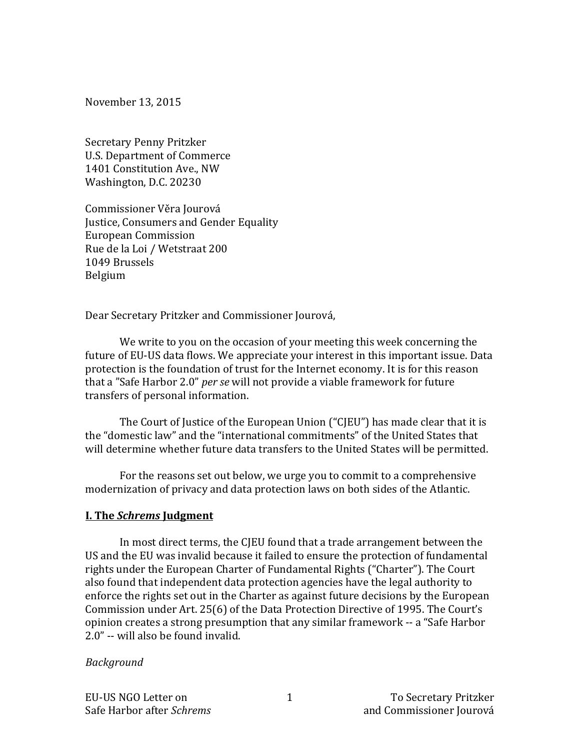November 13, 2015

Secretary Penny Pritzker
U.S. Department of Commerce
1401 Constitution Ave., NW
Washington, D.C. 20230

Commissioner Věra Jourová
Justice, Consumers and Gender Equality
European Commission
Rue de la Loi / Wetstraat 200
1049 Brussels
Belgium

Dear Secretary Pritzker and Commissioner Jourová,

We write to you on the occasion of your meeting this week concerning the future of EU-US data flows. We appreciate your interest in this important issue. Data protection is the foundation of trust for the Internet economy. It is for this reason that a "Safe Harbor 2.0" *per se* will not provide a viable framework for future transfers of personal information.

The Court of Justice of the European Union ("CJEU") has made clear that it is the "domestic law" and the "international commitments" of the United States that will determine whether future data transfers to the United States will be permitted.

For the reasons set out below, we urge you to commit to a comprehensive modernization of privacy and data protection laws on both sides of the Atlantic.

## I. The *Schrems* Judgment

In most direct terms, the CJEU found that a trade arrangement between the US and the EU was invalid because it failed to ensure the protection of fundamental rights under the European Charter of Fundamental Rights ("Charter"). The Court also found that independent data protection agencies have the legal authority to enforce the rights set out in the Charter as against future decisions by the European Commission under Art. 25(6) of the Data Protection Directive of 1995. The Court's opinion creates a strong presumption that any similar framework -- a "Safe Harbor 2.0" -- will also be found invalid.

*Background*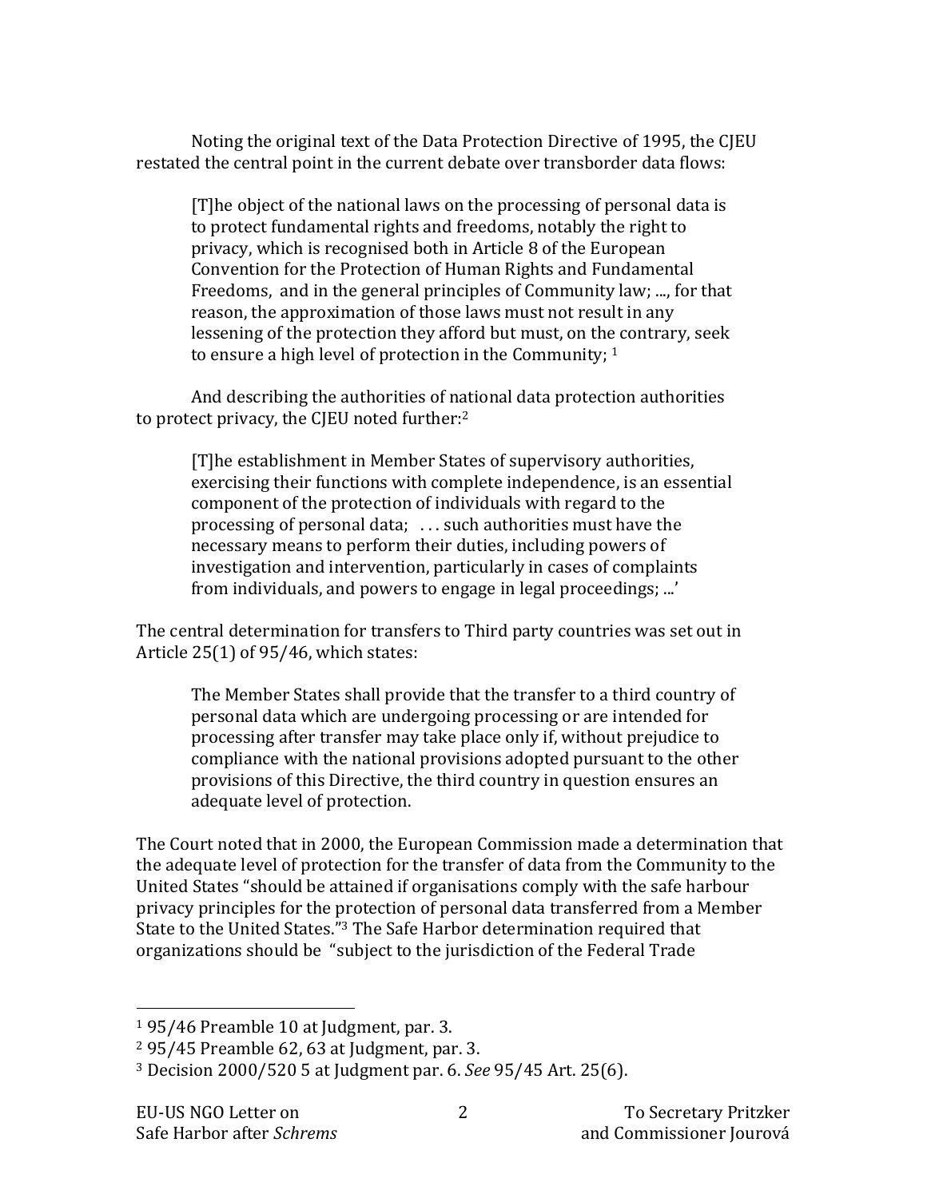Noting the original text of the Data Protection Directive of 1995, the CJEU restated the central point in the current debate over transborder data flows:

> [T]he object of the national laws on the processing of personal data is to protect fundamental rights and freedoms, notably the right to privacy, which is recognised both in Article 8 of the European Convention for the Protection of Human Rights and Fundamental Freedoms, and in the general principles of Community law; ..., for that reason, the approximation of those laws must not result in any lessening of the protection they afford but must, on the contrary, seek to ensure a high level of protection in the Community; [1]

And describing the authorities of national data protection authorities to protect privacy, the CJEU noted further:[2]

> [T]he establishment in Member States of supervisory authorities, exercising their functions with complete independence, is an essential component of the protection of individuals with regard to the processing of personal data; . . . such authorities must have the necessary means to perform their duties, including powers of investigation and intervention, particularly in cases of complaints from individuals, and powers to engage in legal proceedings; ...'

The central determination for transfers to Third party countries was set out in Article 25(1) of 95/46, which states:

> The Member States shall provide that the transfer to a third country of personal data which are undergoing processing or are intended for processing after transfer may take place only if, without prejudice to compliance with the national provisions adopted pursuant to the other provisions of this Directive, the third country in question ensures an adequate level of protection.

The Court noted that in 2000, the European Commission made a determination that the adequate level of protection for the transfer of data from the Community to the United States "should be attained if organisations comply with the safe harbour privacy principles for the protection of personal data transferred from a Member State to the United States."[3] The Safe Harbor determination required that organizations should be "subject to the jurisdiction of the Federal Trade

---

[1] 95/46 Preamble 10 at Judgment, par. 3.

[2] 95/45 Preamble 62, 63 at Judgment, par. 3.

[3] Decision 2000/520 5 at Judgment par. 6. *See* 95/45 Art. 25(6).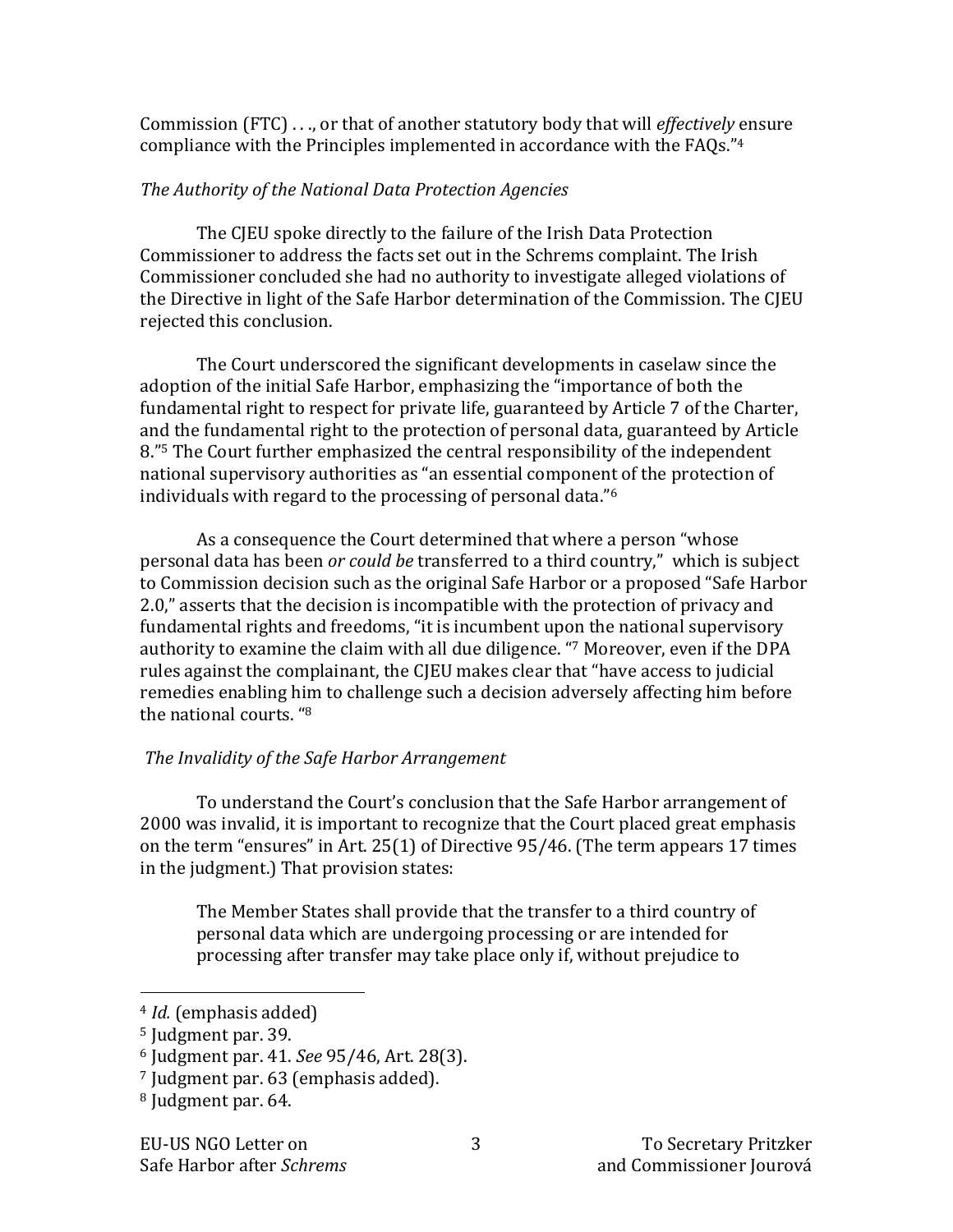Commission (FTC) . . ., or that of another statutory body that will *effectively* ensure compliance with the Principles implemented in accordance with the FAQs."[4]

*The Authority of the National Data Protection Agencies*

The CJEU spoke directly to the failure of the Irish Data Protection Commissioner to address the facts set out in the Schrems complaint. The Irish Commissioner concluded she had no authority to investigate alleged violations of the Directive in light of the Safe Harbor determination of the Commission. The CJEU rejected this conclusion.

The Court underscored the significant developments in caselaw since the adoption of the initial Safe Harbor, emphasizing the "importance of both the fundamental right to respect for private life, guaranteed by Article 7 of the Charter, and the fundamental right to the protection of personal data, guaranteed by Article 8."[5] The Court further emphasized the central responsibility of the independent national supervisory authorities as "an essential component of the protection of individuals with regard to the processing of personal data."[6]

As a consequence the Court determined that where a person "whose personal data has been *or could be* transferred to a third country," which is subject to Commission decision such as the original Safe Harbor or a proposed "Safe Harbor 2.0," asserts that the decision is incompatible with the protection of privacy and fundamental rights and freedoms, "it is incumbent upon the national supervisory authority to examine the claim with all due diligence. "[7] Moreover, even if the DPA rules against the complainant, the CJEU makes clear that "have access to judicial remedies enabling him to challenge such a decision adversely affecting him before the national courts. "[8]

*The Invalidity of the Safe Harbor Arrangement*

To understand the Court's conclusion that the Safe Harbor arrangement of 2000 was invalid, it is important to recognize that the Court placed great emphasis on the term "ensures" in Art. 25(1) of Directive 95/46. (The term appears 17 times in the judgment.) That provision states:

> The Member States shall provide that the transfer to a third country of personal data which are undergoing processing or are intended for processing after transfer may take place only if, without prejudice to

---

[4] *Id.* (emphasis added)

[5] Judgment par. 39.

[6] Judgment par. 41. *See* 95/46, Art. 28(3).

[7] Judgment par. 63 (emphasis added).

[8] Judgment par. 64.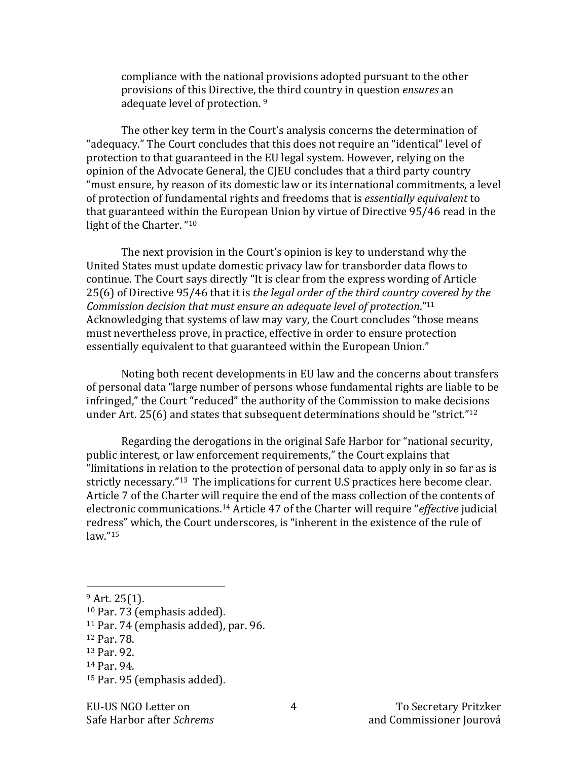> compliance with the national provisions adopted pursuant to the other provisions of this Directive, the third country in question *ensures* an adequate level of protection. [9]

The other key term in the Court's analysis concerns the determination of "adequacy." The Court concludes that this does not require an "identical" level of protection to that guaranteed in the EU legal system. However, relying on the opinion of the Advocate General, the CJEU concludes that a third party country "must ensure, by reason of its domestic law or its international commitments, a level of protection of fundamental rights and freedoms that is *essentially equivalent* to that guaranteed within the European Union by virtue of Directive 95/46 read in the light of the Charter. "[10]

The next provision in the Court's opinion is key to understand why the United States must update domestic privacy law for transborder data flows to continue. The Court says directly "It is clear from the express wording of Article 25(6) of Directive 95/46 that it is *the legal order of the third country covered by the Commission decision that must ensure an adequate level of protection*."[11] Acknowledging that systems of law may vary, the Court concludes "those means must nevertheless prove, in practice, effective in order to ensure protection essentially equivalent to that guaranteed within the European Union."

Noting both recent developments in EU law and the concerns about transfers of personal data "large number of persons whose fundamental rights are liable to be infringed," the Court "reduced" the authority of the Commission to make decisions under Art. 25(6) and states that subsequent determinations should be "strict."[12]

Regarding the derogations in the original Safe Harbor for "national security, public interest, or law enforcement requirements," the Court explains that "limitations in relation to the protection of personal data to apply only in so far as is strictly necessary."[13] The implications for current U.S practices here become clear. Article 7 of the Charter will require the end of the mass collection of the contents of electronic communications.[14] Article 47 of the Charter will require "*effective* judicial redress" which, the Court underscores, is "inherent in the existence of the rule of law."[15]

---

[9] Art. 25(1).

[10] Par. 73 (emphasis added).

[11] Par. 74 (emphasis added), par. 96.

[12] Par. 78.

[13] Par. 92.

[14] Par. 94.

[15] Par. 95 (emphasis added).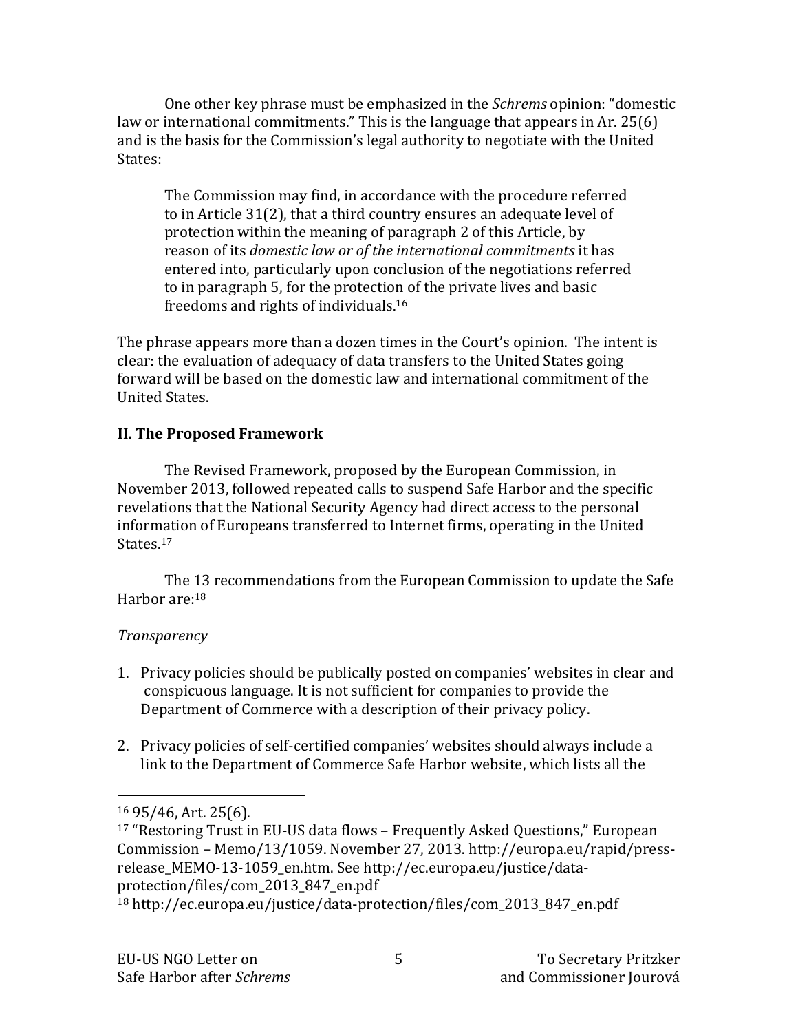One other key phrase must be emphasized in the *Schrems* opinion: "domestic law or international commitments." This is the language that appears in Ar. 25(6) and is the basis for the Commission's legal authority to negotiate with the United States:

> The Commission may find, in accordance with the procedure referred to in Article 31(2), that a third country ensures an adequate level of protection within the meaning of paragraph 2 of this Article, by reason of its *domestic law or of the international commitments* it has entered into, particularly upon conclusion of the negotiations referred to in paragraph 5, for the protection of the private lives and basic freedoms and rights of individuals.[16]

The phrase appears more than a dozen times in the Court's opinion. The intent is clear: the evaluation of adequacy of data transfers to the United States going forward will be based on the domestic law and international commitment of the United States.

## II. The Proposed Framework

The Revised Framework, proposed by the European Commission, in November 2013, followed repeated calls to suspend Safe Harbor and the specific revelations that the National Security Agency had direct access to the personal information of Europeans transferred to Internet firms, operating in the United States.[17]

The 13 recommendations from the European Commission to update the Safe Harbor are:[18]

*Transparency*

1. Privacy policies should be publically posted on companies' websites in clear and conspicuous language. It is not sufficient for companies to provide the Department of Commerce with a description of their privacy policy.

2. Privacy policies of self-certified companies' websites should always include a link to the Department of Commerce Safe Harbor website, which lists all the

---

[16] 95/46, Art. 25(6).

[17] "Restoring Trust in EU-US data flows – Frequently Asked Questions," European Commission – Memo/13/1059. November 27, 2013. http://europa.eu/rapid/press-release_MEMO-13-1059_en.htm. See http://ec.europa.eu/justice/data-protection/files/com_2013_847_en.pdf

[18] http://ec.europa.eu/justice/data-protection/files/com_2013_847_en.pdf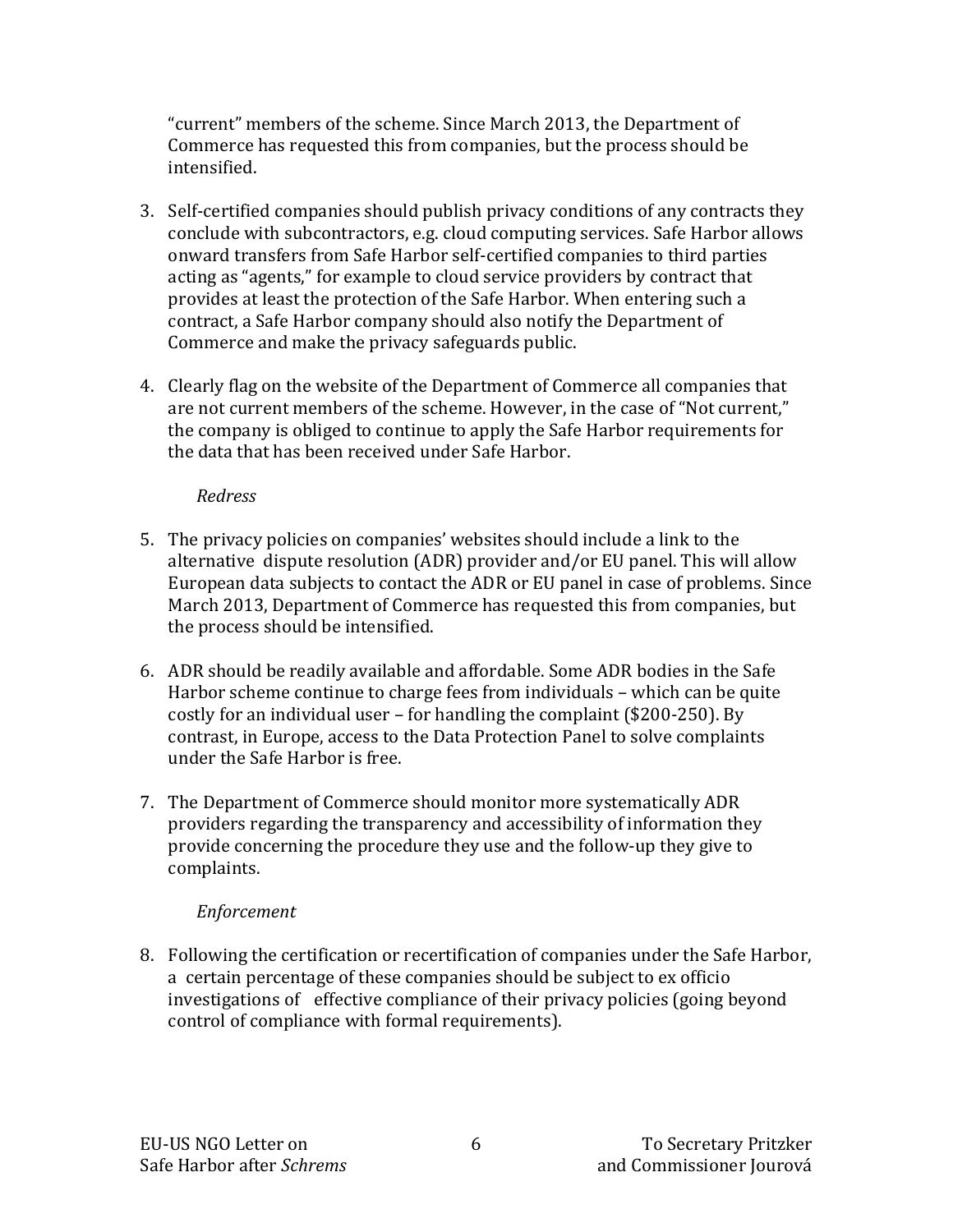"current" members of the scheme. Since March 2013, the Department of Commerce has requested this from companies, but the process should be intensified.

3. Self-certified companies should publish privacy conditions of any contracts they conclude with subcontractors, e.g. cloud computing services. Safe Harbor allows onward transfers from Safe Harbor self-certified companies to third parties acting as "agents," for example to cloud service providers by contract that provides at least the protection of the Safe Harbor. When entering such a contract, a Safe Harbor company should also notify the Department of Commerce and make the privacy safeguards public.

4. Clearly flag on the website of the Department of Commerce all companies that are not current members of the scheme. However, in the case of "Not current," the company is obliged to continue to apply the Safe Harbor requirements for the data that has been received under Safe Harbor.

*Redress*

5. The privacy policies on companies' websites should include a link to the alternative dispute resolution (ADR) provider and/or EU panel. This will allow European data subjects to contact the ADR or EU panel in case of problems. Since March 2013, Department of Commerce has requested this from companies, but the process should be intensified.

6. ADR should be readily available and affordable. Some ADR bodies in the Safe Harbor scheme continue to charge fees from individuals – which can be quite costly for an individual user – for handling the complaint ($200-250). By contrast, in Europe, access to the Data Protection Panel to solve complaints under the Safe Harbor is free.

7. The Department of Commerce should monitor more systematically ADR providers regarding the transparency and accessibility of information they provide concerning the procedure they use and the follow-up they give to complaints.

*Enforcement*

8. Following the certification or recertification of companies under the Safe Harbor, a certain percentage of these companies should be subject to ex officio investigations of effective compliance of their privacy policies (going beyond control of compliance with formal requirements).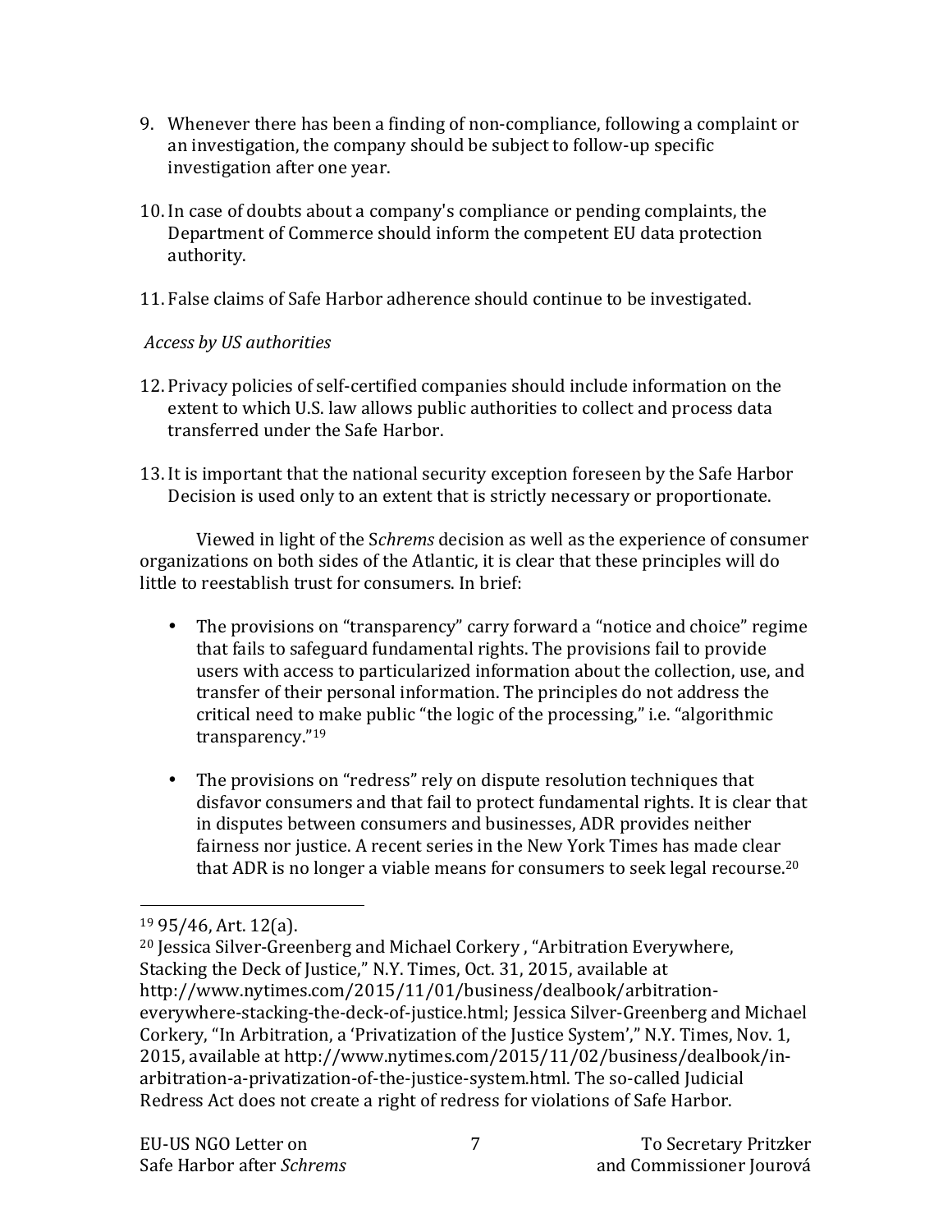9. Whenever there has been a finding of non-compliance, following a complaint or an investigation, the company should be subject to follow-up specific investigation after one year.

10. In case of doubts about a company's compliance or pending complaints, the Department of Commerce should inform the competent EU data protection authority.

11. False claims of Safe Harbor adherence should continue to be investigated.

*Access by US authorities*

12. Privacy policies of self-certified companies should include information on the extent to which U.S. law allows public authorities to collect and process data transferred under the Safe Harbor.

13. It is important that the national security exception foreseen by the Safe Harbor Decision is used only to an extent that is strictly necessary or proportionate.

Viewed in light of the *Schrems* decision as well as the experience of consumer organizations on both sides of the Atlantic, it is clear that these principles will do little to reestablish trust for consumers. In brief:

- The provisions on "transparency" carry forward a "notice and choice" regime that fails to safeguard fundamental rights. The provisions fail to provide users with access to particularized information about the collection, use, and transfer of their personal information. The principles do not address the critical need to make public "the logic of the processing," i.e. "algorithmic transparency."[19]

- The provisions on "redress" rely on dispute resolution techniques that disfavor consumers and that fail to protect fundamental rights. It is clear that in disputes between consumers and businesses, ADR provides neither fairness nor justice. A recent series in the New York Times has made clear that ADR is no longer a viable means for consumers to seek legal recourse.[20]

---

[19] 95/46, Art. 12(a).

[20] Jessica Silver-Greenberg and Michael Corkery , "Arbitration Everywhere, Stacking the Deck of Justice," N.Y. Times, Oct. 31, 2015, available at http://www.nytimes.com/2015/11/01/business/dealbook/arbitration-everywhere-stacking-the-deck-of-justice.html; Jessica Silver-Greenberg and Michael Corkery, "In Arbitration, a 'Privatization of the Justice System'," N.Y. Times, Nov. 1, 2015, available at http://www.nytimes.com/2015/11/02/business/dealbook/in-arbitration-a-privatization-of-the-justice-system.html. The so-called Judicial Redress Act does not create a right of redress for violations of Safe Harbor.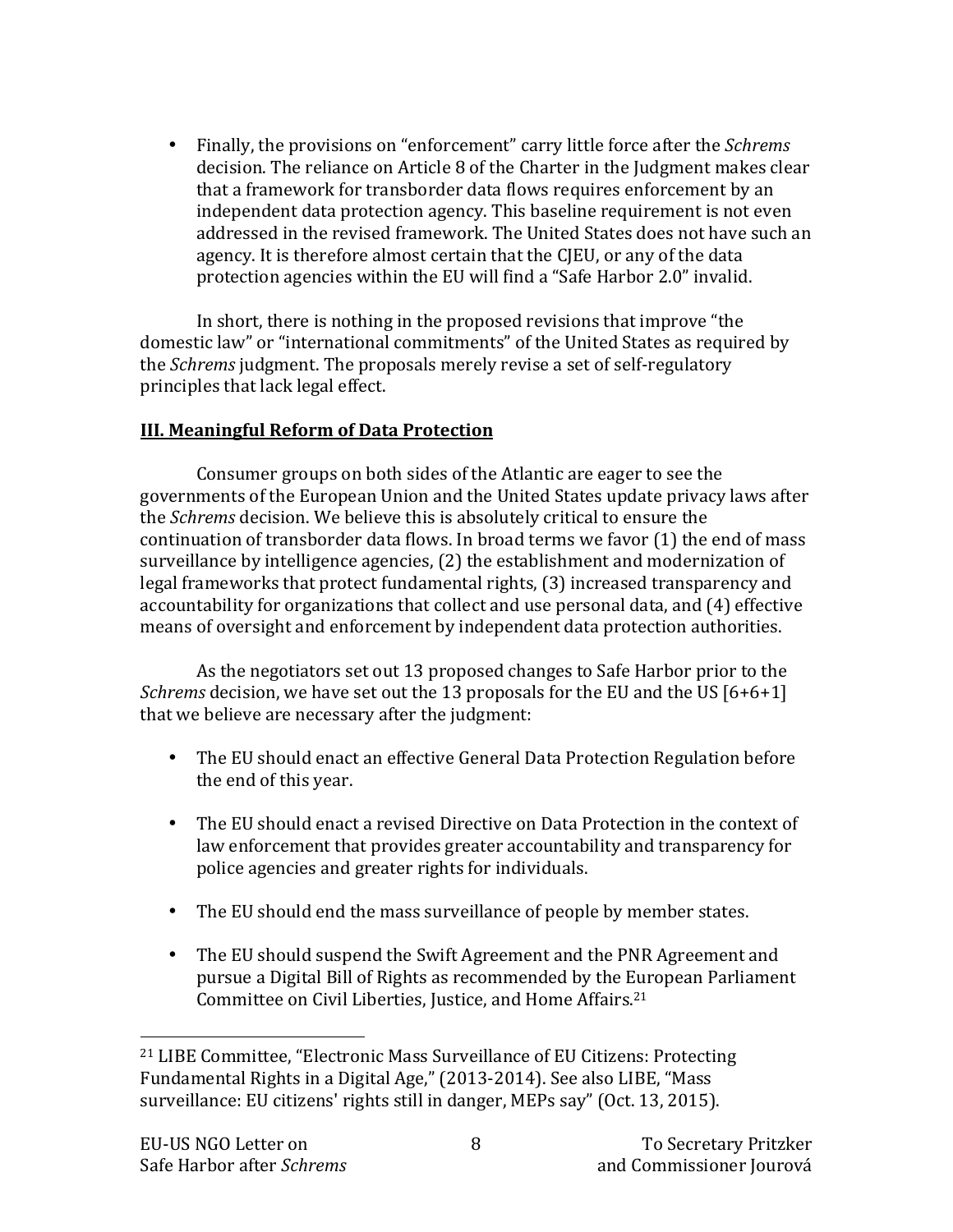- Finally, the provisions on "enforcement" carry little force after the *Schrems* decision. The reliance on Article 8 of the Charter in the Judgment makes clear that a framework for transborder data flows requires enforcement by an independent data protection agency. This baseline requirement is not even addressed in the revised framework. The United States does not have such an agency. It is therefore almost certain that the CJEU, or any of the data protection agencies within the EU will find a "Safe Harbor 2.0" invalid.

In short, there is nothing in the proposed revisions that improve "the domestic law" or "international commitments" of the United States as required by the *Schrems* judgment. The proposals merely revise a set of self-regulatory principles that lack legal effect.

## III. Meaningful Reform of Data Protection

Consumer groups on both sides of the Atlantic are eager to see the governments of the European Union and the United States update privacy laws after the *Schrems* decision. We believe this is absolutely critical to ensure the continuation of transborder data flows. In broad terms we favor (1) the end of mass surveillance by intelligence agencies, (2) the establishment and modernization of legal frameworks that protect fundamental rights, (3) increased transparency and accountability for organizations that collect and use personal data, and (4) effective means of oversight and enforcement by independent data protection authorities.

As the negotiators set out 13 proposed changes to Safe Harbor prior to the *Schrems* decision, we have set out the 13 proposals for the EU and the US [6+6+1] that we believe are necessary after the judgment:

- The EU should enact an effective General Data Protection Regulation before the end of this year.

- The EU should enact a revised Directive on Data Protection in the context of law enforcement that provides greater accountability and transparency for police agencies and greater rights for individuals.

- The EU should end the mass surveillance of people by member states.

- The EU should suspend the Swift Agreement and the PNR Agreement and pursue a Digital Bill of Rights as recommended by the European Parliament Committee on Civil Liberties, Justice, and Home Affairs.[21]

[21] LIBE Committee, "Electronic Mass Surveillance of EU Citizens: Protecting Fundamental Rights in a Digital Age," (2013-2014). See also LIBE, "Mass surveillance: EU citizens' rights still in danger, MEPs say" (Oct. 13, 2015).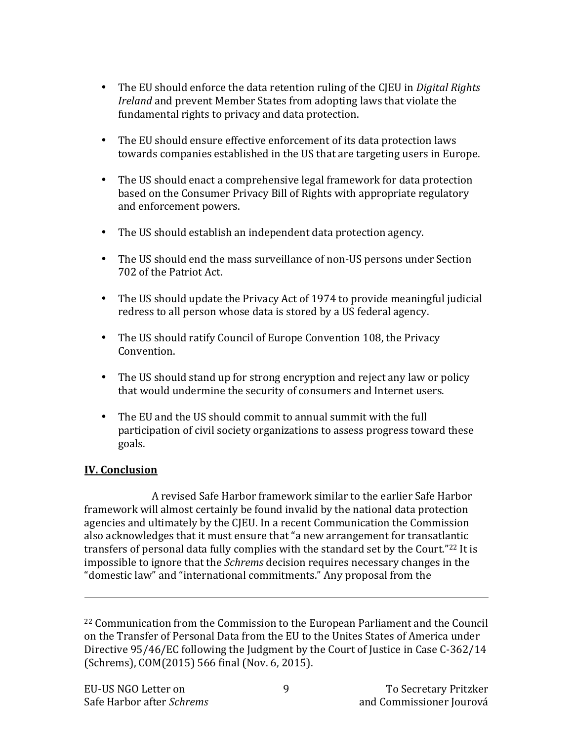- The EU should enforce the data retention ruling of the CJEU in *Digital Rights Ireland* and prevent Member States from adopting laws that violate the fundamental rights to privacy and data protection.

- The EU should ensure effective enforcement of its data protection laws towards companies established in the US that are targeting users in Europe.

- The US should enact a comprehensive legal framework for data protection based on the Consumer Privacy Bill of Rights with appropriate regulatory and enforcement powers.

- The US should establish an independent data protection agency.

- The US should end the mass surveillance of non-US persons under Section 702 of the Patriot Act.

- The US should update the Privacy Act of 1974 to provide meaningful judicial redress to all person whose data is stored by a US federal agency.

- The US should ratify Council of Europe Convention 108, the Privacy Convention.

- The US should stand up for strong encryption and reject any law or policy that would undermine the security of consumers and Internet users.

- The EU and the US should commit to annual summit with the full participation of civil society organizations to assess progress toward these goals.

## IV. Conclusion

A revised Safe Harbor framework similar to the earlier Safe Harbor framework will almost certainly be found invalid by the national data protection agencies and ultimately by the CJEU. In a recent Communication the Commission also acknowledges that it must ensure that "a new arrangement for transatlantic transfers of personal data fully complies with the standard set by the Court."[22] It is impossible to ignore that the *Schrems* decision requires necessary changes in the "domestic law" and "international commitments." Any proposal from the

---

[22] Communication from the Commission to the European Parliament and the Council on the Transfer of Personal Data from the EU to the Unites States of America under Directive 95/46/EC following the Judgment by the Court of Justice in Case C-362/14 (Schrems), COM(2015) 566 final (Nov. 6, 2015).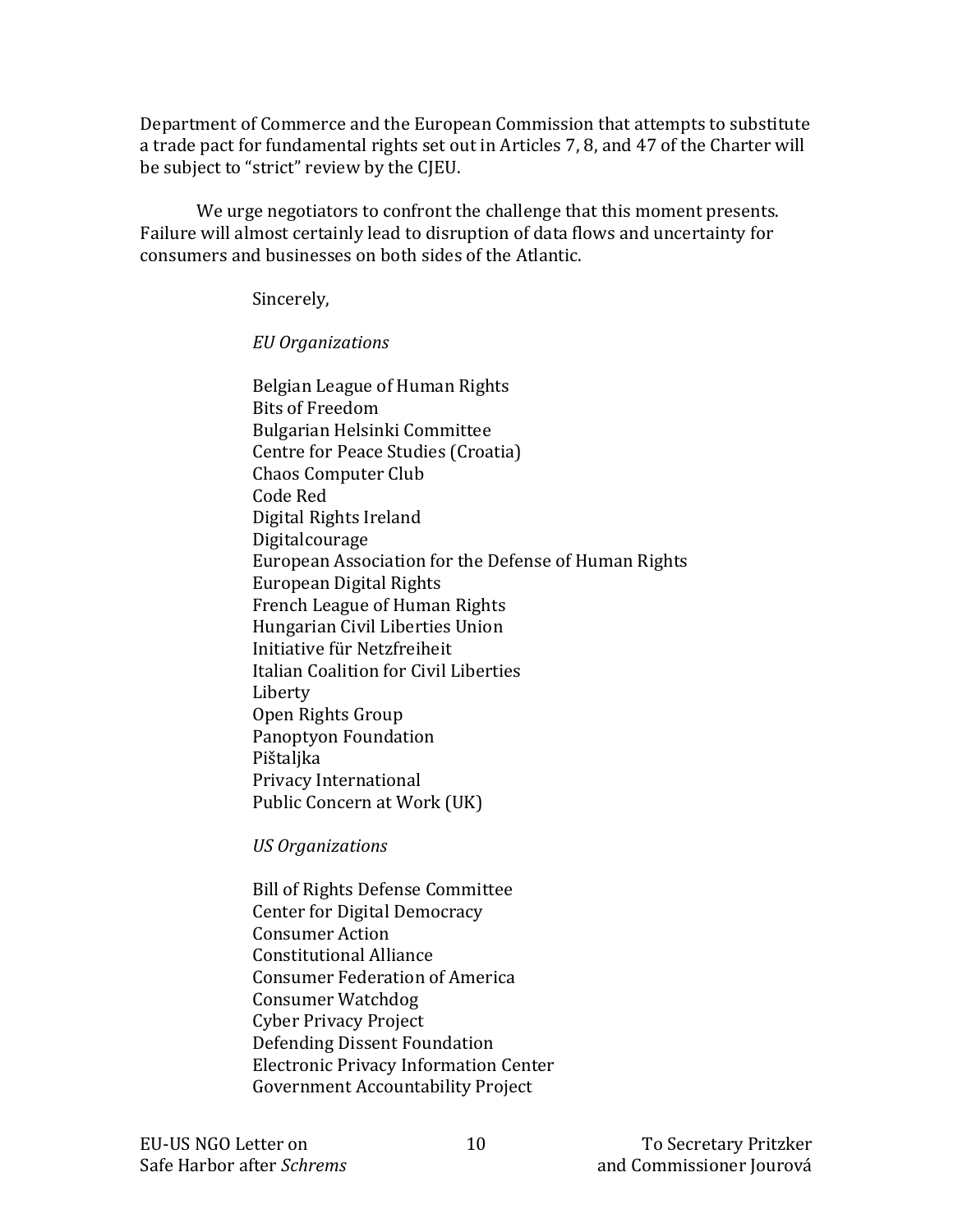Department of Commerce and the European Commission that attempts to substitute a trade pact for fundamental rights set out in Articles 7, 8, and 47 of the Charter will be subject to "strict" review by the CJEU.

We urge negotiators to confront the challenge that this moment presents. Failure will almost certainly lead to disruption of data flows and uncertainty for consumers and businesses on both sides of the Atlantic.

Sincerely,

*EU Organizations*

Belgian League of Human Rights
Bits of Freedom
Bulgarian Helsinki Committee
Centre for Peace Studies (Croatia)
Chaos Computer Club
Code Red
Digital Rights Ireland
Digitalcourage
European Association for the Defense of Human Rights
European Digital Rights
French League of Human Rights
Hungarian Civil Liberties Union
Initiative für Netzfreiheit
Italian Coalition for Civil Liberties
Liberty
Open Rights Group
Panoptyon Foundation
Pištaljka
Privacy International
Public Concern at Work (UK)

*US Organizations*

Bill of Rights Defense Committee
Center for Digital Democracy
Consumer Action
Constitutional Alliance
Consumer Federation of America
Consumer Watchdog
Cyber Privacy Project
Defending Dissent Foundation
Electronic Privacy Information Center
Government Accountability Project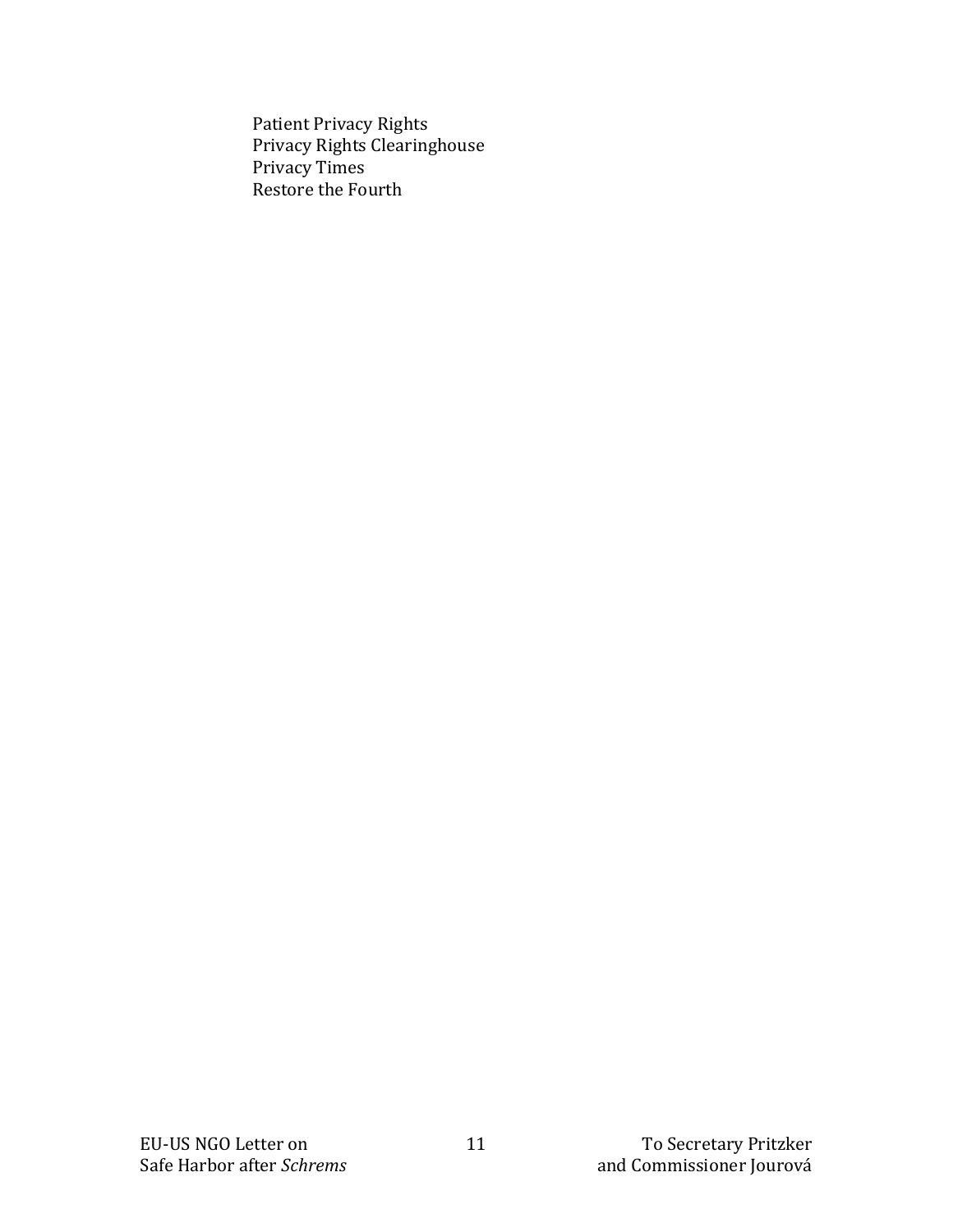Patient Privacy Rights
Privacy Rights Clearinghouse
Privacy Times
Restore the Fourth